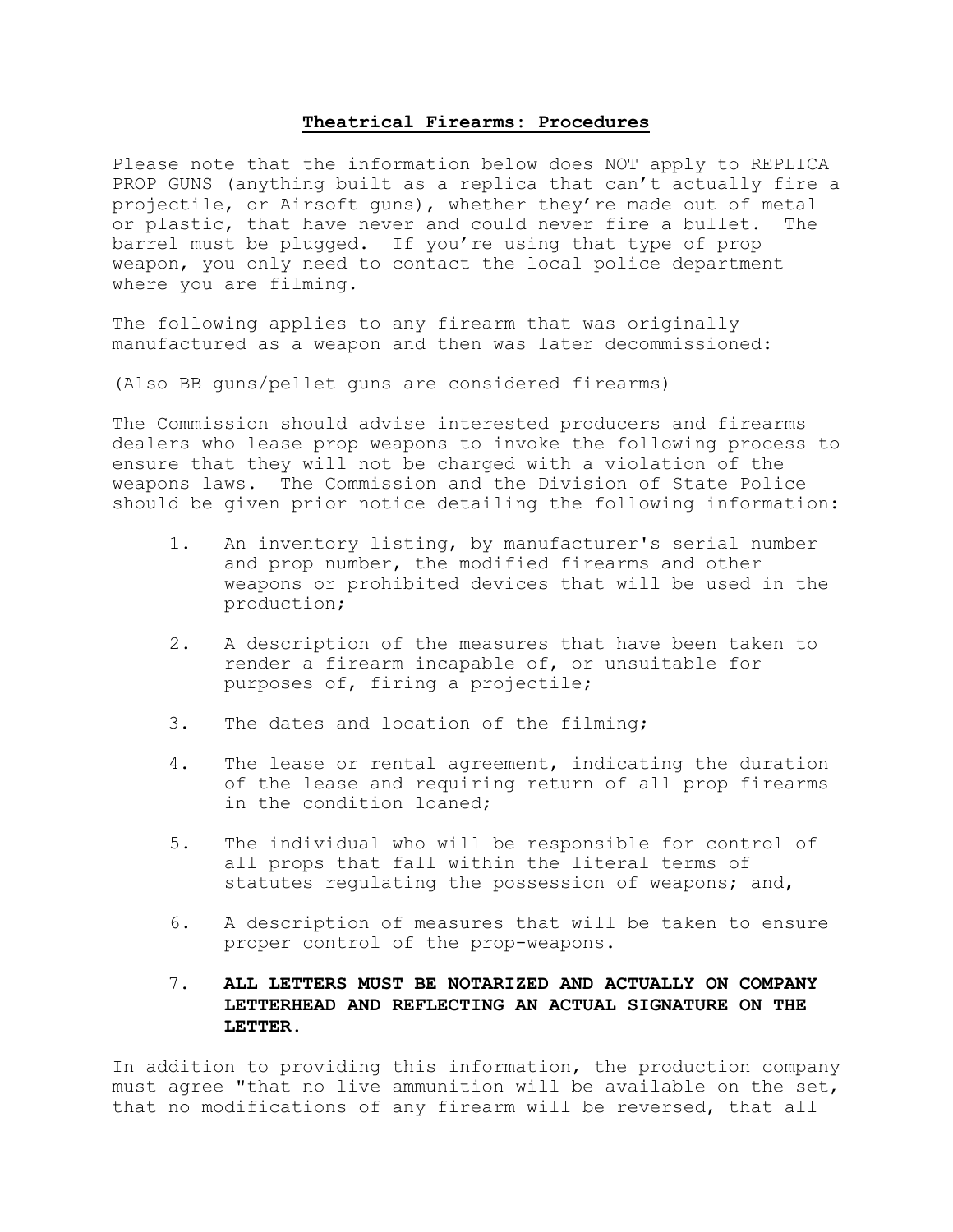**Theatrical Firearms: Procedures**

Please note that the information below does NOT apply to REPLICA PROP GUNS (anything built as a replica that can't actually fire a projectile, or Airsoft guns), whether they're made out of metal or plastic, that have never and could never fire a bullet. The barrel must be plugged. If you're using that type of prop weapon, you only need to contact the local police department where you are filming.

The following applies to any firearm that was originally manufactured as a weapon and then was later decommissioned:

(Also BB guns/pellet guns are considered firearms)

The Commission should advise interested producers and firearms dealers who lease prop weapons to invoke the following process to ensure that they will not be charged with a violation of the weapons laws. The Commission and the Division of State Police should be given prior notice detailing the following information:

1. An inventory listing, by manufacturer's serial number and prop number, the modified firearms and other weapons or prohibited devices that will be used in the production;
2. A description of the measures that have been taken to render a firearm incapable of, or unsuitable for purposes of, firing a projectile;
3. The dates and location of the filming;
4. The lease or rental agreement, indicating the duration of the lease and requiring return of all prop firearms in the condition loaned;
5. The individual who will be responsible for control of all props that fall within the literal terms of statutes regulating the possession of weapons; and,
6. A description of measures that will be taken to ensure proper control of the prop-weapons.
7. **ALL LETTERS MUST BE NOTARIZED AND ACTUALLY ON COMPANY LETTERHEAD AND REFLECTING AN ACTUAL SIGNATURE ON THE LETTER.**

In addition to providing this information, the production company must agree "that no live ammunition will be available on the set, that no modifications of any firearm will be reversed, that all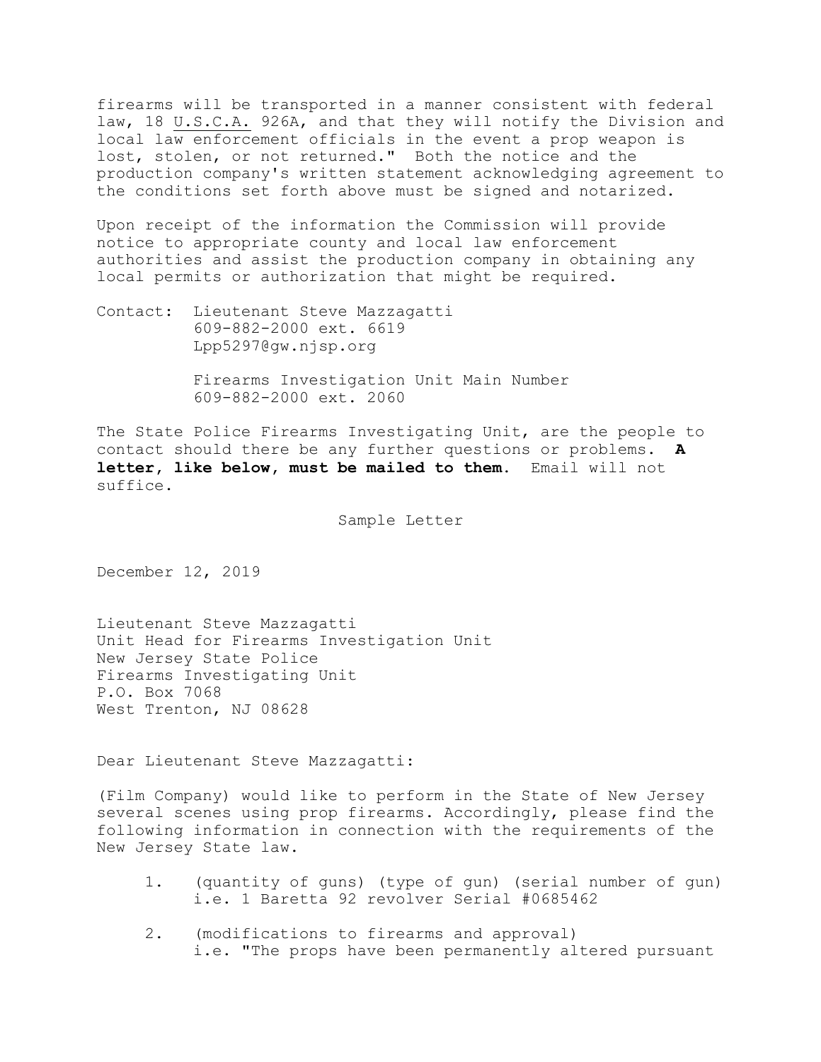firearms will be transported in a manner consistent with federal law, 18 U.S.C.A. 926A, and that they will notify the Division and local law enforcement officials in the event a prop weapon is lost, stolen, or not returned." Both the notice and the production company's written statement acknowledging agreement to the conditions set forth above must be signed and notarized.

Upon receipt of the information the Commission will provide notice to appropriate county and local law enforcement authorities and assist the production company in obtaining any local permits or authorization that might be required.

Contact: Lieutenant Steve Mazzagatti  
609-882-2000 ext. 6619  
Lpp5297@gw.njsp.org

Firearms Investigation Unit Main Number  
609-882-2000 ext. 2060

The State Police Firearms Investigating Unit, are the people to contact should there be any further questions or problems. **A letter, like below, must be mailed to them.** Email will not suffice.

Sample Letter

December 12, 2019

Lieutenant Steve Mazzagatti  
Unit Head for Firearms Investigation Unit  
New Jersey State Police  
Firearms Investigating Unit  
P.O. Box 7068  
West Trenton, NJ 08628

Dear Lieutenant Steve Mazzagatti:

(Film Company) would like to perform in the State of New Jersey several scenes using prop firearms. Accordingly, please find the following information in connection with the requirements of the New Jersey State law.

1. (quantity of guns) (type of gun) (serial number of gun)  
   i.e. 1 Baretta 92 revolver Serial #0685462

2. (modifications to firearms and approval)  
   i.e. "The props have been permanently altered pursuant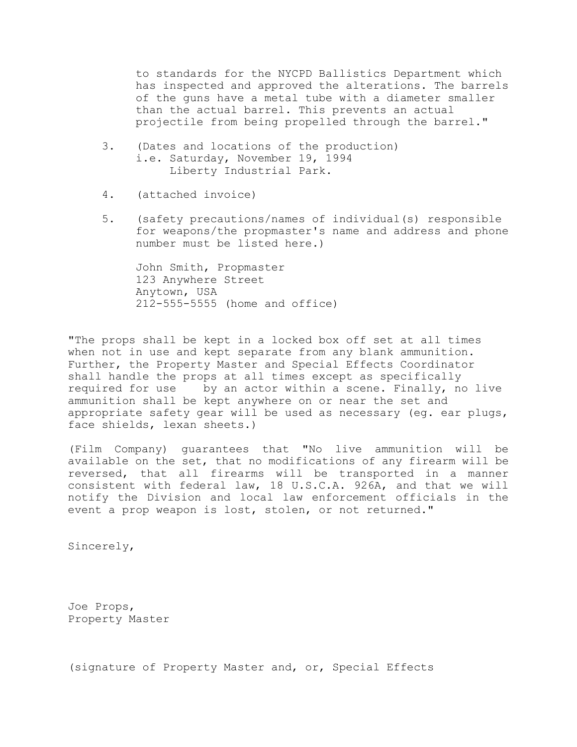to standards for the NYCPD Ballistics Department which has inspected and approved the alterations. The barrels of the guns have a metal tube with a diameter smaller than the actual barrel. This prevents an actual projectile from being propelled through the barrel."

3. (Dates and locations of the production)
   i.e. Saturday, November 19, 1994
   Liberty Industrial Park.

4. (attached invoice)

5. (safety precautions/names of individual(s) responsible for weapons/the propmaster's name and address and phone number must be listed here.)

   John Smith, Propmaster
   123 Anywhere Street
   Anytown, USA
   212-555-5555 (home and office)

"The props shall be kept in a locked box off set at all times when not in use and kept separate from any blank ammunition. Further, the Property Master and Special Effects Coordinator shall handle the props at all times except as specifically required for use by an actor within a scene. Finally, no live ammunition shall be kept anywhere on or near the set and appropriate safety gear will be used as necessary (eg. ear plugs, face shields, lexan sheets.)

(Film Company) guarantees that "No live ammunition will be available on the set, that no modifications of any firearm will be reversed, that all firearms will be transported in a manner consistent with federal law, 18 U.S.C.A. 926A, and that we will notify the Division and local law enforcement officials in the event a prop weapon is lost, stolen, or not returned."

Sincerely,

Joe Props,
Property Master

(signature of Property Master and, or, Special Effects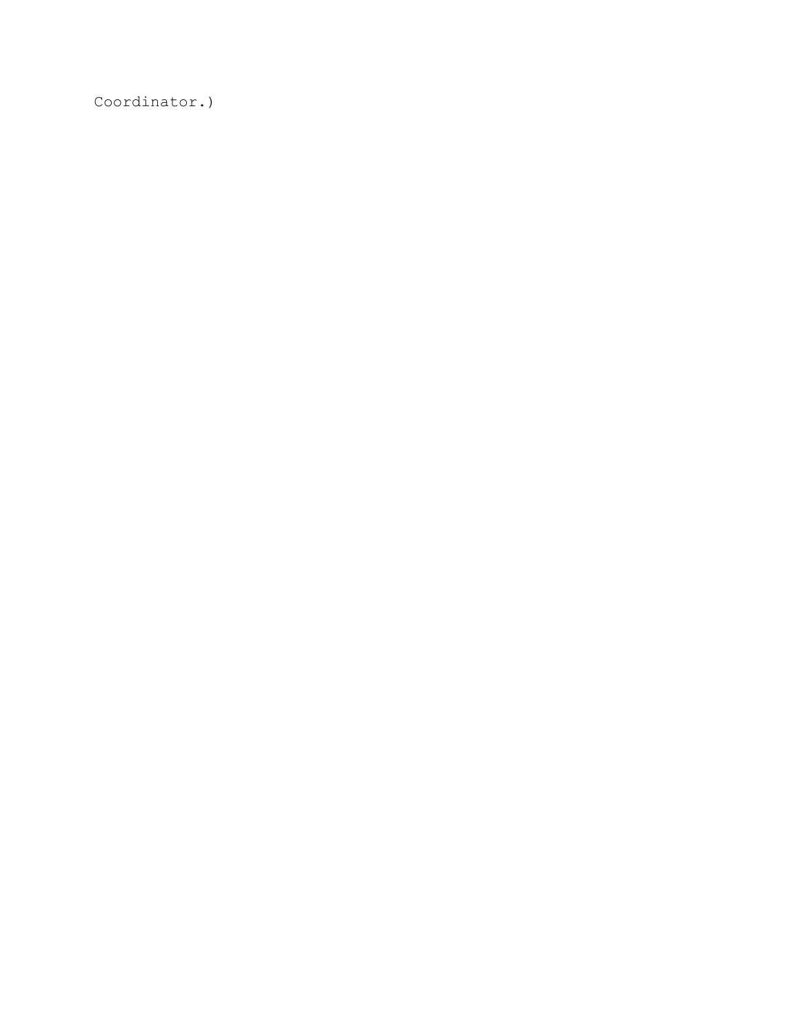Coordinator.)